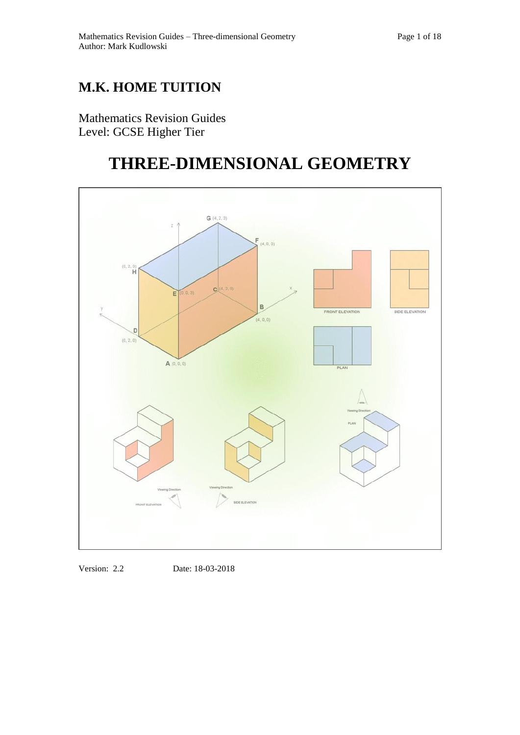# M.K. HOME TUITION

Mathematics Revision Guides
Level: GCSE Higher Tier

# THREE-DIMENSIONAL GEOMETRY

Version: 2.2    Date: 18-03-2018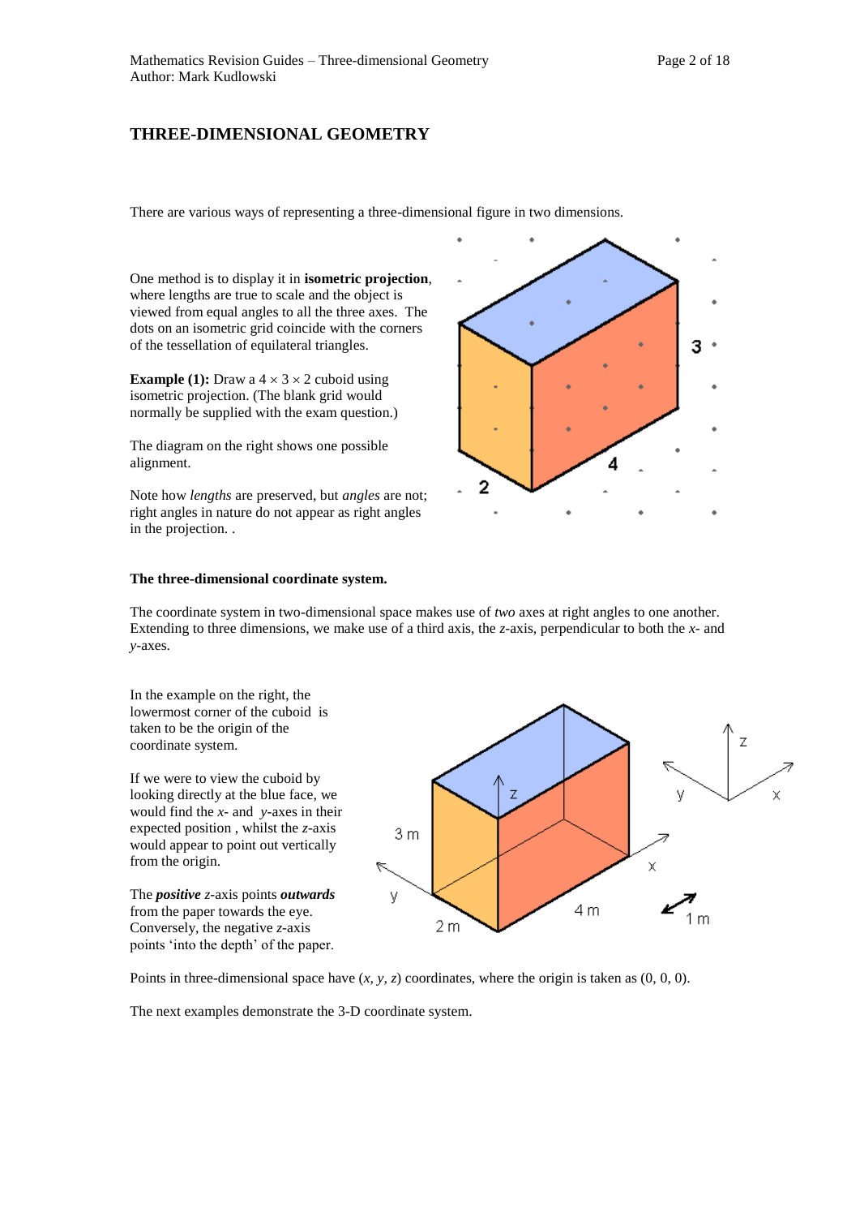## THREE-DIMENSIONAL GEOMETRY

There are various ways of representing a three-dimensional figure in two dimensions.

One method is to display it in **isometric projection**, where lengths are true to scale and the object is viewed from equal angles to all the three axes. The dots on an isometric grid coincide with the corners of the tessellation of equilateral triangles.

**Example (1):** Draw a $4 \times 3 \times 2$ cuboid using isometric projection. (The blank grid would normally be supplied with the exam question.)

The diagram on the right shows one possible alignment.

Note how *lengths* are preserved, but *angles* are not; right angles in nature do not appear as right angles in the projection. .

**The three-dimensional coordinate system.**

The coordinate system in two-dimensional space makes use of *two* axes at right angles to one another. Extending to three dimensions, we make use of a third axis, the *z*-axis, perpendicular to both the *x*- and *y*-axes.

In the example on the right, the lowermost corner of the cuboid is taken to be the origin of the coordinate system.

If we were to view the cuboid by looking directly at the blue face, we would find the *x*- and *y*-axes in their expected position , whilst the *z*-axis would appear to point out vertically from the origin.

The ***positive*** *z*-axis points ***outwards*** from the paper towards the eye. Conversely, the negative *z*-axis points 'into the depth' of the paper.

Points in three-dimensional space have $(x, y, z)$ coordinates, where the origin is taken as $(0, 0, 0)$.

The next examples demonstrate the 3-D coordinate system.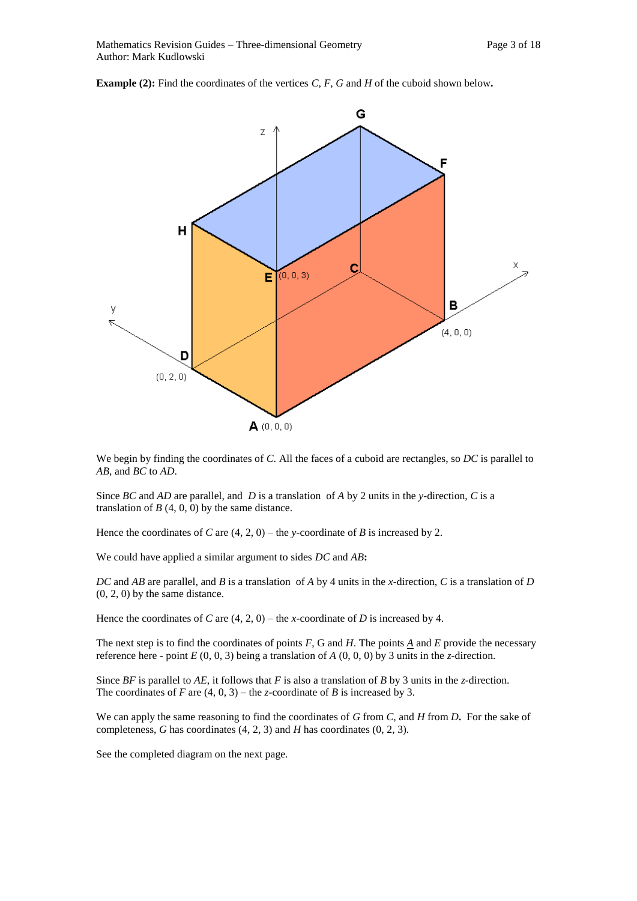**Example (2):** Find the coordinates of the vertices *C*, *F*, *G* and *H* of the cuboid shown below**.**

We begin by finding the coordinates of *C*. All the faces of a cuboid are rectangles, so *DC* is parallel to *AB*, and *BC* to *AD*.

Since *BC* and *AD* are parallel, and *D* is a translation of *A* by 2 units in the *y*-direction, *C* is a translation of *B* (4, 0, 0) by the same distance.

Hence the coordinates of *C* are (4, 2, 0) – the *y*-coordinate of *B* is increased by 2.

We could have applied a similar argument to sides *DC* and *AB***:**

*DC* and *AB* are parallel, and *B* is a translation of *A* by 4 units in the *x*-direction, *C* is a translation of *D* (0, 2, 0) by the same distance.

Hence the coordinates of *C* are (4, 2, 0) – the *x*-coordinate of *D* is increased by 4.

The next step is to find the coordinates of points *F*, G and *H*. The points *A* and *E* provide the necessary reference here - point *E* (0, 0, 3) being a translation of *A* (0, 0, 0) by 3 units in the *z*-direction.

Since *BF* is parallel to *AE*, it follows that *F* is also a translation of *B* by 3 units in the *z*-direction. The coordinates of *F* are (4, 0, 3) – the *z*-coordinate of *B* is increased by 3.

We can apply the same reasoning to find the coordinates of *G* from *C*, and *H* from *D***.** For the sake of completeness, *G* has coordinates (4, 2, 3) and *H* has coordinates (0, 2, 3).

See the completed diagram on the next page.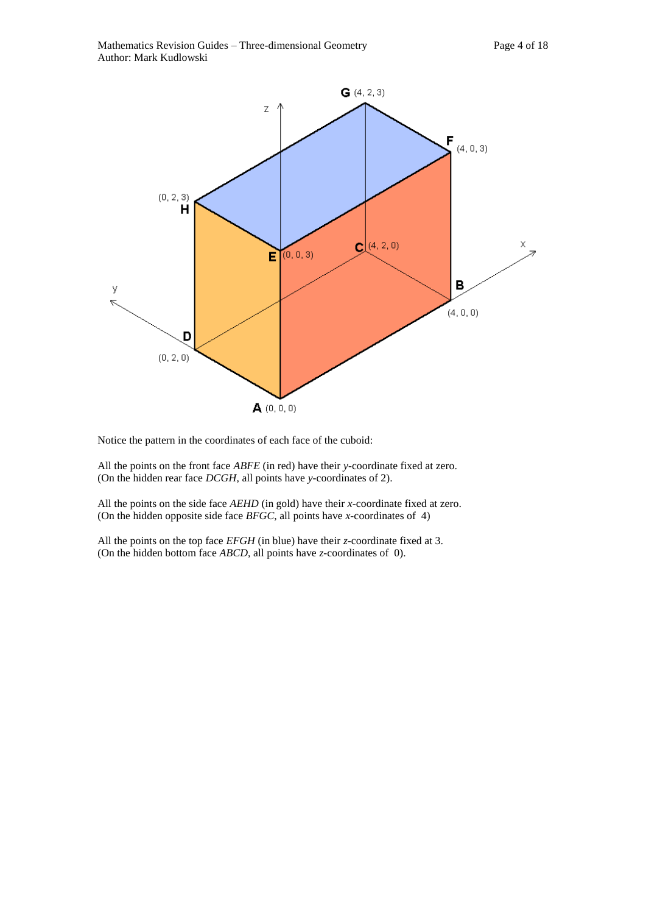Notice the pattern in the coordinates of each face of the cuboid:

All the points on the front face *ABFE* (in red) have their *y*-coordinate fixed at zero. (On the hidden rear face *DCGH*, all points have *y*-coordinates of 2).

All the points on the side face *AEHD* (in gold) have their *x*-coordinate fixed at zero. (On the hidden opposite side face *BFGC*, all points have *x*-coordinates of 4)

All the points on the top face *EFGH* (in blue) have their *z*-coordinate fixed at 3. (On the hidden bottom face *ABCD*, all points have *z*-coordinates of 0).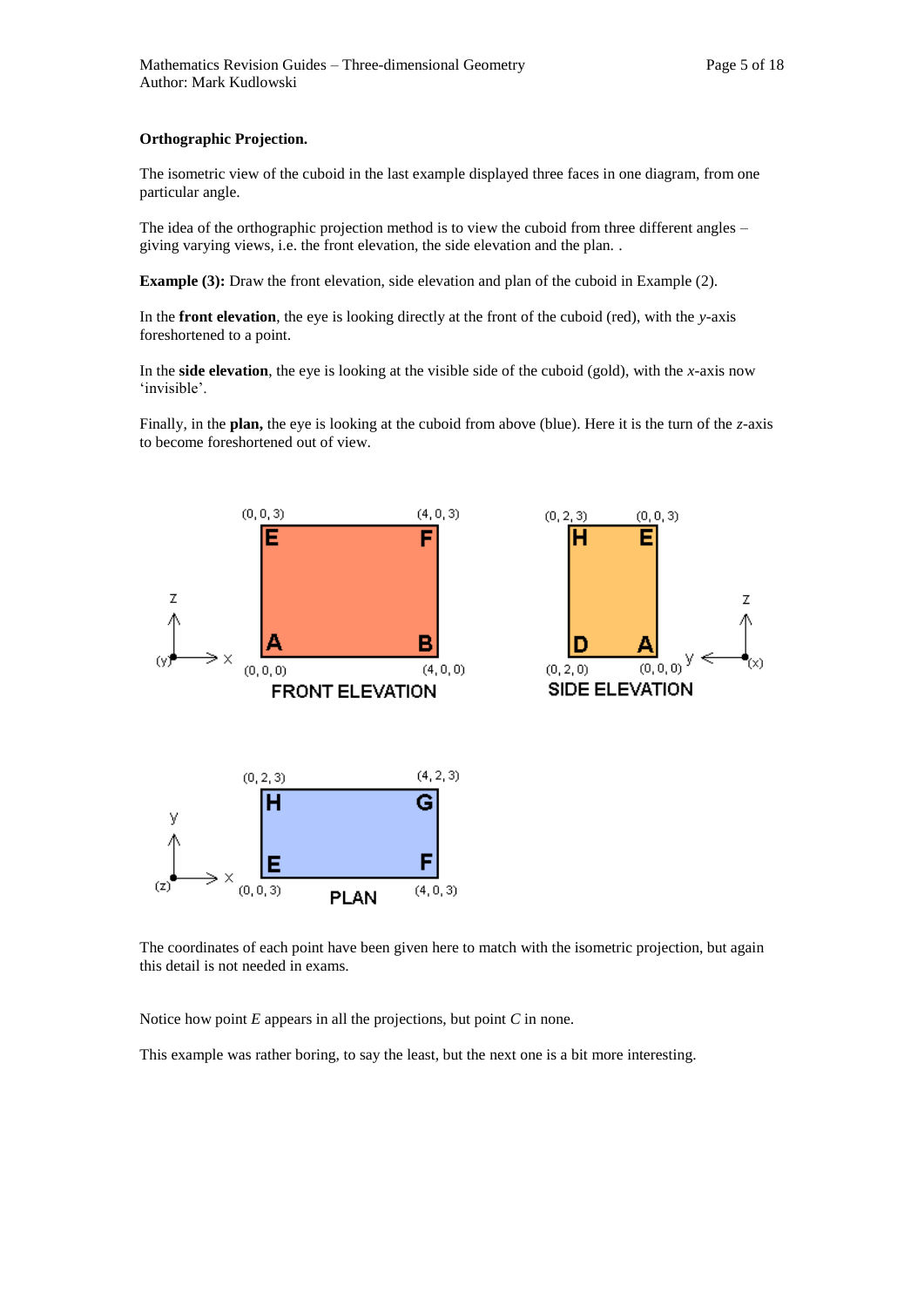**Orthographic Projection.**

The isometric view of the cuboid in the last example displayed three faces in one diagram, from one particular angle.

The idea of the orthographic projection method is to view the cuboid from three different angles – giving varying views, i.e. the front elevation, the side elevation and the plan. .

**Example (3):** Draw the front elevation, side elevation and plan of the cuboid in Example (2).

In the **front elevation**, the eye is looking directly at the front of the cuboid (red), with the *y*-axis foreshortened to a point.

In the **side elevation**, the eye is looking at the visible side of the cuboid (gold), with the *x*-axis now 'invisible'.

Finally, in the **plan,** the eye is looking at the cuboid from above (blue). Here it is the turn of the *z*-axis to become foreshortened out of view.

The coordinates of each point have been given here to match with the isometric projection, but again this detail is not needed in exams.

Notice how point *E* appears in all the projections, but point *C* in none.

This example was rather boring, to say the least, but the next one is a bit more interesting.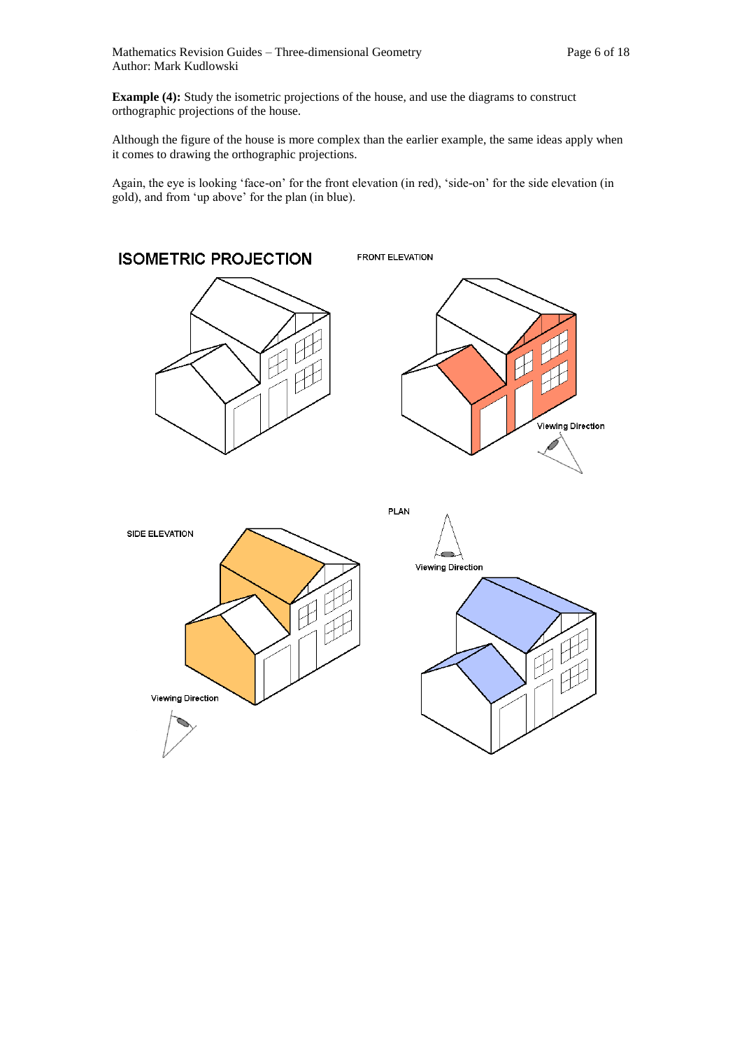**Example (4):** Study the isometric projections of the house, and use the diagrams to construct orthographic projections of the house.

Although the figure of the house is more complex than the earlier example, the same ideas apply when it comes to drawing the orthographic projections.

Again, the eye is looking 'face-on' for the front elevation (in red), 'side-on' for the side elevation (in gold), and from 'up above' for the plan (in blue).

ISOMETRIC PROJECTION

FRONT ELEVATION

Viewing Direction

SIDE ELEVATION

Viewing Direction

PLAN

Viewing Direction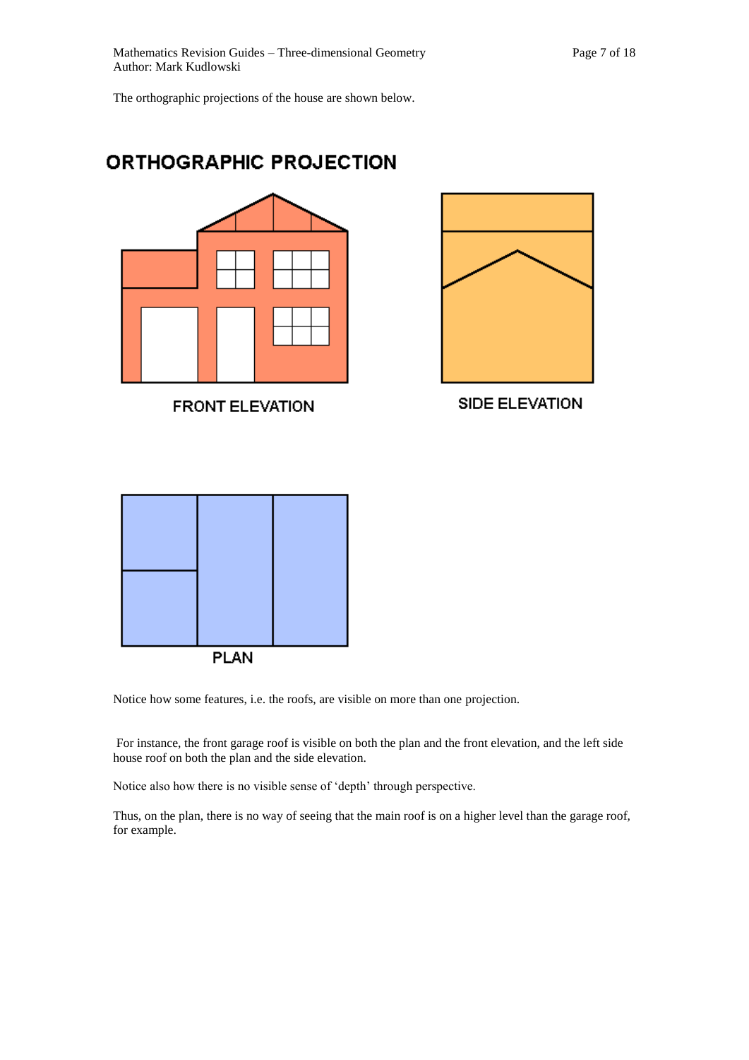The orthographic projections of the house are shown below.

ORTHOGRAPHIC PROJECTION

FRONT ELEVATION

SIDE ELEVATION

PLAN

Notice how some features, i.e. the roofs, are visible on more than one projection.

For instance, the front garage roof is visible on both the plan and the front elevation, and the left side house roof on both the plan and the side elevation.

Notice also how there is no visible sense of 'depth' through perspective.

Thus, on the plan, there is no way of seeing that the main roof is on a higher level than the garage roof, for example.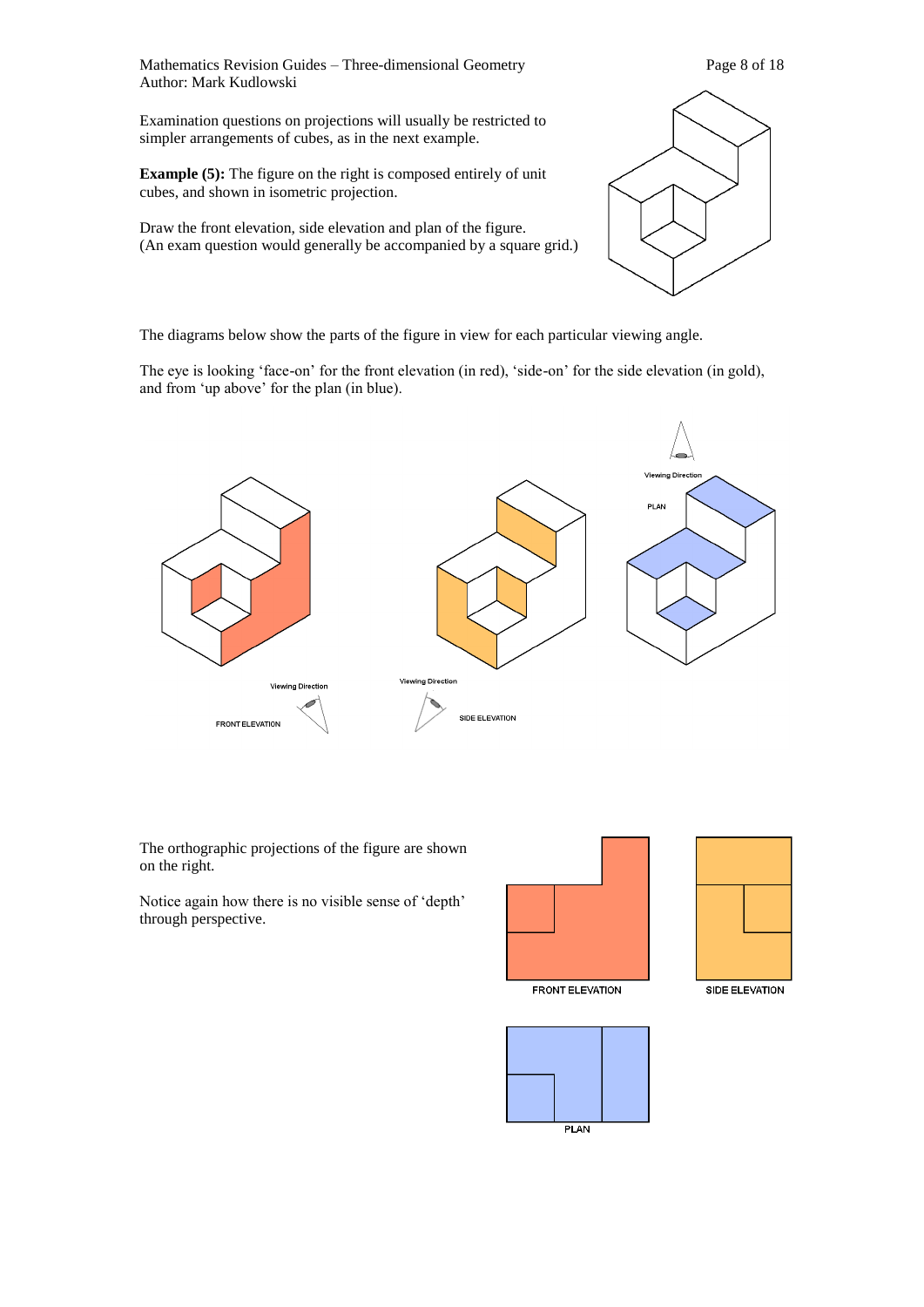Examination questions on projections will usually be restricted to simpler arrangements of cubes, as in the next example.

**Example (5):** The figure on the right is composed entirely of unit cubes, and shown in isometric projection.

Draw the front elevation, side elevation and plan of the figure.
(An exam question would generally be accompanied by a square grid.)

The diagrams below show the parts of the figure in view for each particular viewing angle.

The eye is looking 'face-on' for the front elevation (in red), 'side-on' for the side elevation (in gold), and from 'up above' for the plan (in blue).

Viewing Direction

PLAN

Viewing Direction

FRONT ELEVATION

Viewing Direction

SIDE ELEVATION

The orthographic projections of the figure are shown on the right.

Notice again how there is no visible sense of 'depth' through perspective.

FRONT ELEVATION

SIDE ELEVATION

PLAN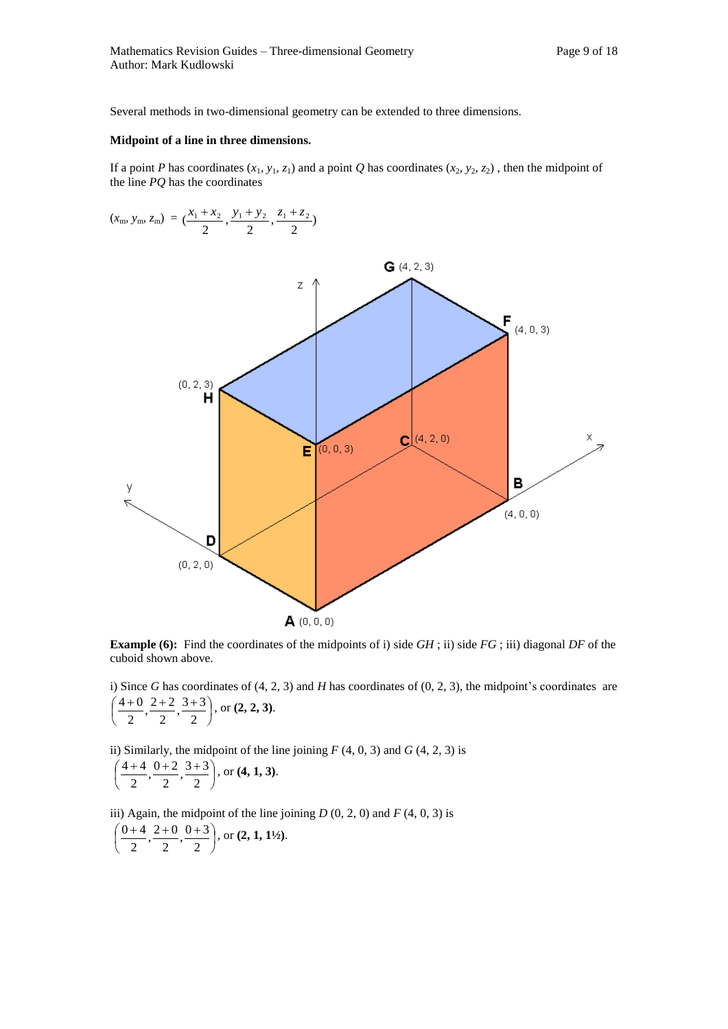Several methods in two-dimensional geometry can be extended to three dimensions.

**Midpoint of a line in three dimensions.**

If a point $P$ has coordinates $(x_1, y_1, z_1)$ and a point $Q$ has coordinates $(x_2, y_2, z_2)$ , then the midpoint of the line $PQ$ has the coordinates

$$(x_m, y_m, z_m) = \left(\frac{x_1 + x_2}{2}, \frac{y_1 + y_2}{2}, \frac{z_1 + z_2}{2}\right)$$

**Example (6):** Find the coordinates of the midpoints of i) side $GH$ ; ii) side $FG$ ; iii) diagonal $DF$ of the cuboid shown above.

i) Since $G$ has coordinates of (4, 2, 3) and $H$ has coordinates of (0, 2, 3), the midpoint's coordinates are $\left(\frac{4+0}{2}, \frac{2+2}{2}, \frac{3+3}{2}\right)$, or **(2, 2, 3)**.

ii) Similarly, the midpoint of the line joining $F$ (4, 0, 3) and $G$ (4, 2, 3) is $\left(\frac{4+4}{2}, \frac{0+2}{2}, \frac{3+3}{2}\right)$, or **(4, 1, 3)**.

iii) Again, the midpoint of the line joining $D$ (0, 2, 0) and $F$ (4, 0, 3) is $\left(\frac{0+4}{2}, \frac{2+0}{2}, \frac{0+3}{2}\right)$, or **(2, 1, 1½)**.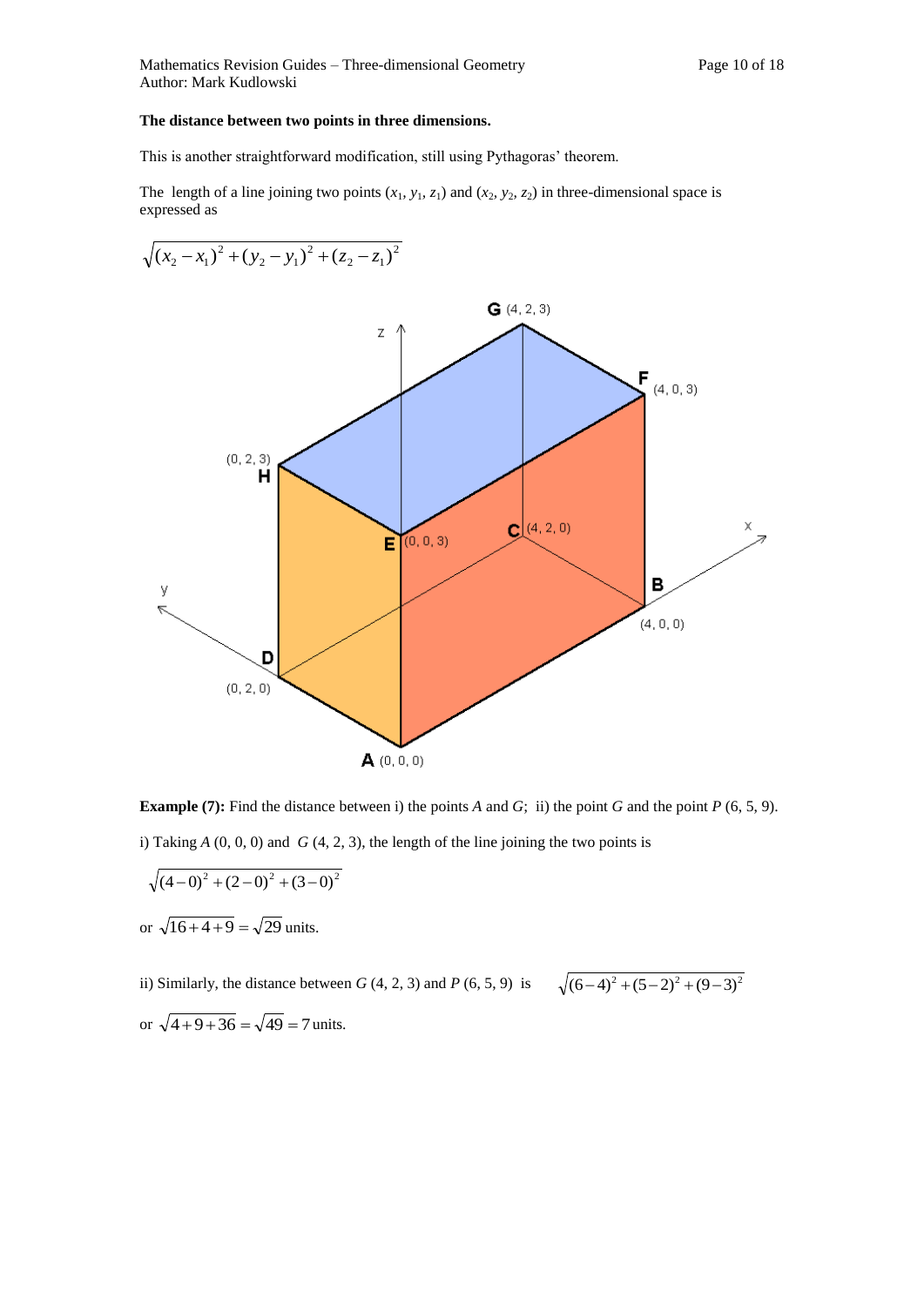**The distance between two points in three dimensions.**

This is another straightforward modification, still using Pythagoras' theorem.

The length of a line joining two points $(x_1, y_1, z_1)$ and $(x_2, y_2, z_2)$ in three-dimensional space is expressed as

$$\sqrt{(x_2 - x_1)^2 + (y_2 - y_1)^2 + (z_2 - z_1)^2}$$

**Example (7):** Find the distance between i) the points *A* and *G*; ii) the point *G* and the point *P* (6, 5, 9).

i) Taking *A* (0, 0, 0) and *G* (4, 2, 3), the length of the line joining the two points is

$$\sqrt{(4-0)^2 + (2-0)^2 + (3-0)^2}$$

or $\sqrt{16+4+9} = \sqrt{29}$ units.

ii) Similarly, the distance between *G* (4, 2, 3) and *P* (6, 5, 9) is $\sqrt{(6-4)^2 + (5-2)^2 + (9-3)^2}$

or $\sqrt{4+9+36} = \sqrt{49} = 7$ units.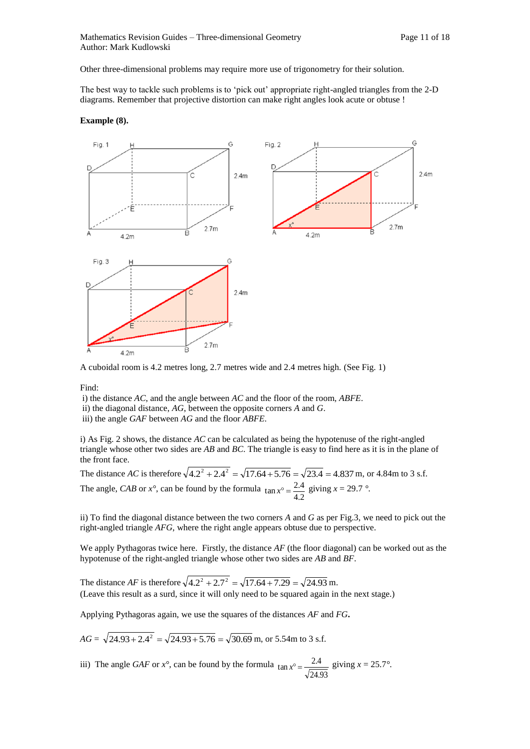Other three-dimensional problems may require more use of trigonometry for their solution.

The best way to tackle such problems is to 'pick out' appropriate right-angled triangles from the 2-D diagrams. Remember that projective distortion can make right angles look acute or obtuse !

**Example (8).**

A cuboidal room is 4.2 metres long, 2.7 metres wide and 2.4 metres high. (See Fig. 1)

Find:

i) the distance *AC*, and the angle between *AC* and the floor of the room, *ABFE*.
ii) the diagonal distance, *AG*, between the opposite corners *A* and *G*.
iii) the angle *GAF* between *AG* and the floor *ABFE*.

i) As Fig. 2 shows, the distance *AC* can be calculated as being the hypotenuse of the right-angled triangle whose other two sides are *AB* and *BC*. The triangle is easy to find here as it is in the plane of the front face.

The distance *AC* is therefore $\sqrt{4.2^2 + 2.4^2} = \sqrt{17.64 + 5.76} = \sqrt{23.4} = 4.837$ m, or 4.84m to 3 s.f.

The angle, *CAB* or $x°$, can be found by the formula $\tan x° = \frac{2.4}{4.2}$ giving $x = 29.7$ °.

ii) To find the diagonal distance between the two corners *A* and *G* as per Fig.3, we need to pick out the right-angled triangle *AFG*, where the right angle appears obtuse due to perspective.

We apply Pythagoras twice here. Firstly, the distance *AF* (the floor diagonal) can be worked out as the hypotenuse of the right-angled triangle whose other two sides are *AB* and *BF*.

The distance *AF* is therefore $\sqrt{4.2^2 + 2.7^2} = \sqrt{17.64 + 7.29} = \sqrt{24.93}$ m.
(Leave this result as a surd, since it will only need to be squared again in the next stage.)

Applying Pythagoras again, we use the squares of the distances *AF* and *FG*.

$AG = \sqrt{24.93 + 2.4^2} = \sqrt{24.93 + 5.76} = \sqrt{30.69}$ m, or 5.54m to 3 s.f.

iii) The angle *GAF* or $x°$, can be found by the formula $\tan x° = \frac{2.4}{\sqrt{24.93}}$ giving $x = 25.7°$.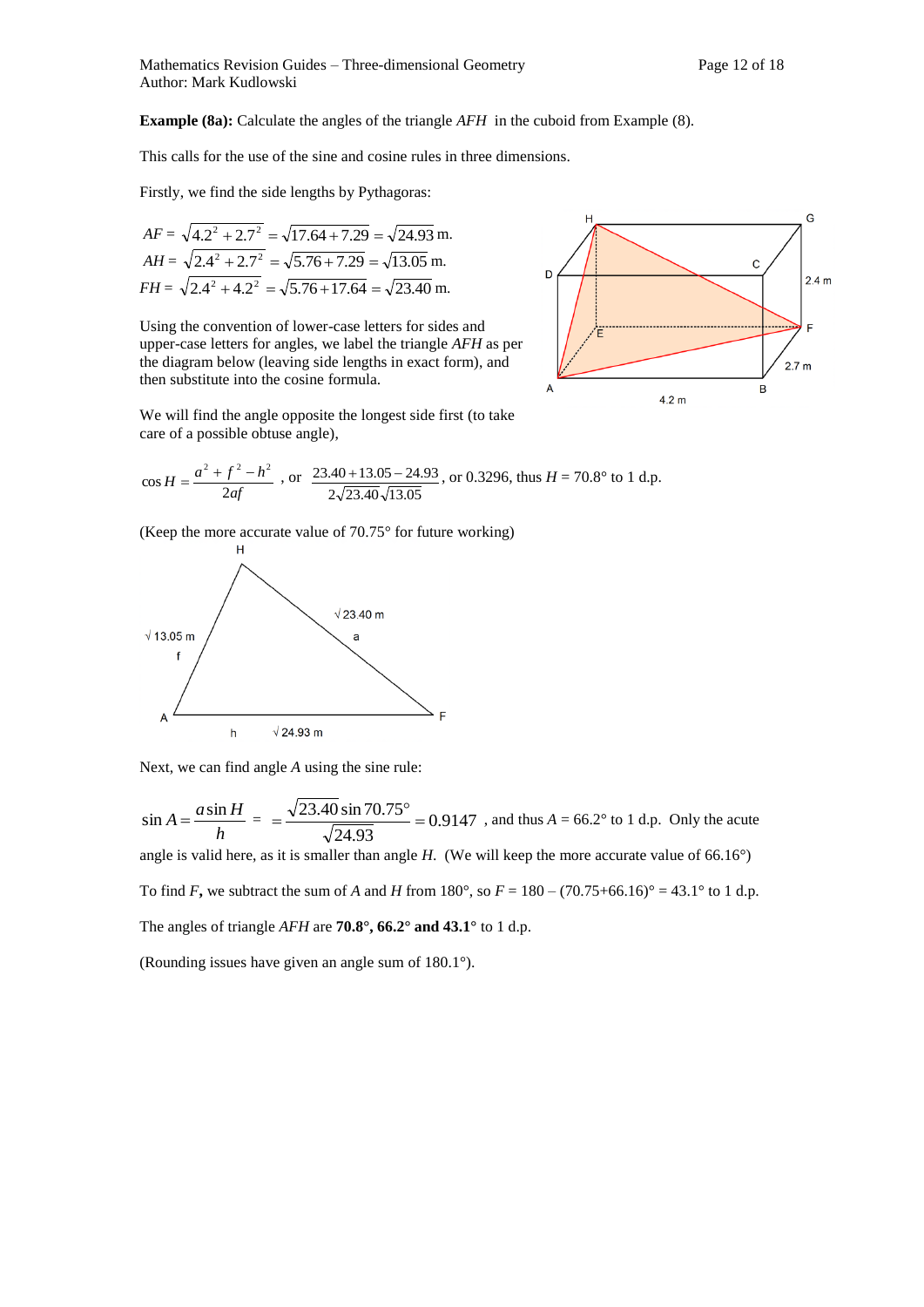**Example (8a):** Calculate the angles of the triangle *AFH* in the cuboid from Example (8).

This calls for the use of the sine and cosine rules in three dimensions.

Firstly, we find the side lengths by Pythagoras:

$$AF = \sqrt{4.2^2 + 2.7^2} = \sqrt{17.64 + 7.29} = \sqrt{24.93} \text{ m.}$$

$$AH = \sqrt{2.4^2 + 2.7^2} = \sqrt{5.76 + 7.29} = \sqrt{13.05} \text{ m.}$$

$$FH = \sqrt{2.4^2 + 4.2^2} = \sqrt{5.76 + 17.64} = \sqrt{23.40} \text{ m.}$$

Using the convention of lower-case letters for sides and upper-case letters for angles, we label the triangle *AFH* as per the diagram below (leaving side lengths in exact form), and then substitute into the cosine formula.

We will find the angle opposite the longest side first (to take care of a possible obtuse angle),

$$\cos H = \frac{a^2 + f^2 - h^2}{2af}, \text{ or } \frac{23.40 + 13.05 - 24.93}{2\sqrt{23.40}\sqrt{13.05}}, \text{ or } 0.3296, \text{ thus } H = 70.8° \text{ to 1 d.p.}$$

(Keep the more accurate value of 70.75° for future working)

Next, we can find angle *A* using the sine rule:

$$\sin A = \frac{a \sin H}{h} = \frac{\sqrt{23.40} \sin 70.75°}{\sqrt{24.93}} = 0.9147$$

, and thus $A$ = 66.2° to 1 d.p. Only the acute angle is valid here, as it is smaller than angle *H*. (We will keep the more accurate value of 66.16°)

To find ***F***, we subtract the sum of *A* and *H* from 180°, so $F = 180 - (70.75+66.16)° = 43.1°$ to 1 d.p.

The angles of triangle *AFH* are **70.8°, 66.2° and 43.1°** to 1 d.p.

(Rounding issues have given an angle sum of 180.1°).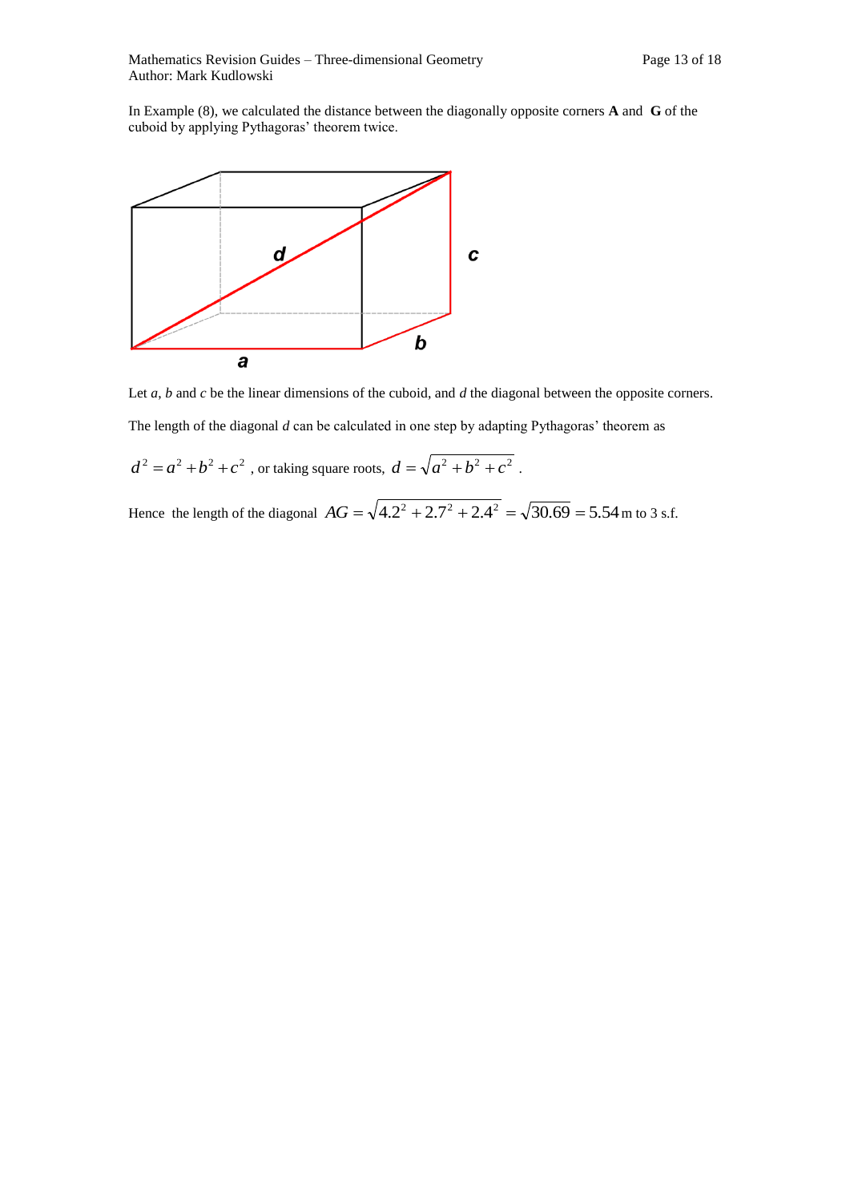In Example (8), we calculated the distance between the diagonally opposite corners **A** and **G** of the cuboid by applying Pythagoras' theorem twice.

Let $a$, $b$ and $c$ be the linear dimensions of the cuboid, and $d$ the diagonal between the opposite corners.

The length of the diagonal $d$ can be calculated in one step by adapting Pythagoras' theorem as

$d^2 = a^2 + b^2 + c^2$ , or taking square roots, $d = \sqrt{a^2 + b^2 + c^2}$ .

Hence the length of the diagonal $AG = \sqrt{4.2^2 + 2.7^2 + 2.4^2} = \sqrt{30.69} = 5.54$ m to 3 s.f.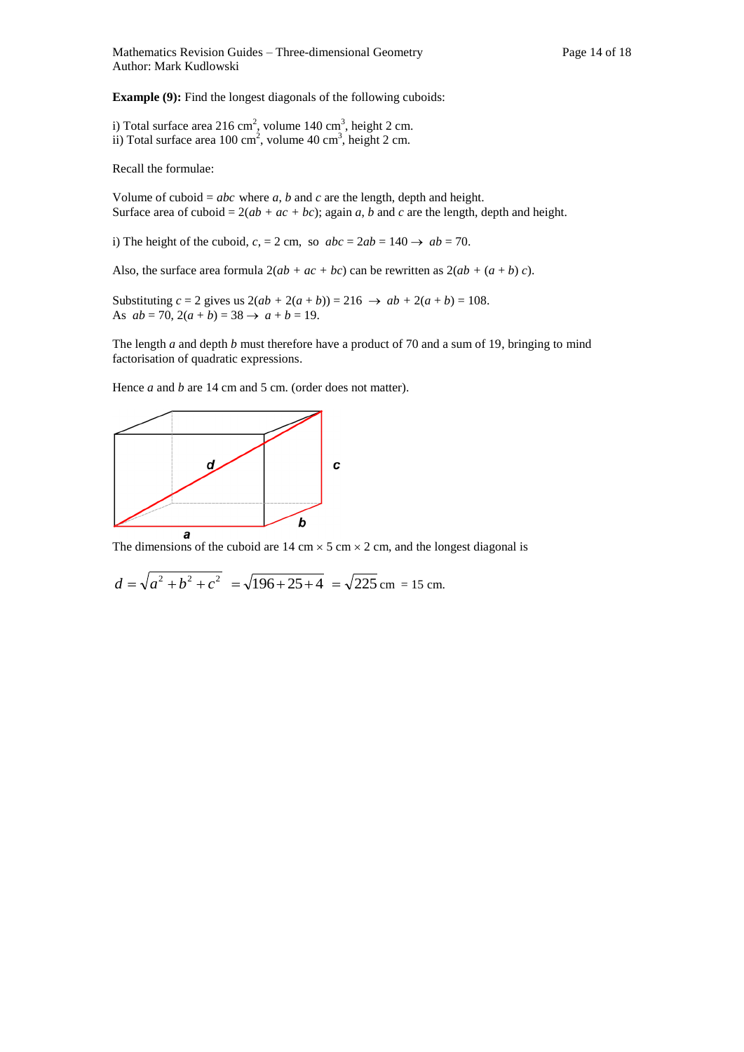**Example (9):** Find the longest diagonals of the following cuboids:

i) Total surface area 216 $cm^2$, volume 140 $cm^3$, height 2 cm.
ii) Total surface area 100 $cm^2$, volume 40 $cm^3$, height 2 cm.

Recall the formulae:

Volume of cuboid = $abc$ where $a$, $b$ and $c$ are the length, depth and height.
Surface area of cuboid = $2(ab + ac + bc)$; again $a$, $b$ and $c$ are the length, depth and height.

i) The height of the cuboid, $c$, = 2 cm, so $abc = 2ab = 140 \rightarrow ab = 70$.

Also, the surface area formula $2(ab + ac + bc)$ can be rewritten as $2(ab + (a + b)c)$.

Substituting $c = 2$ gives us $2(ab + 2(a + b)) = 216 \rightarrow ab + 2(a + b) = 108$.
As $ab = 70$, $2(a + b) = 38 \rightarrow a + b = 19$.

The length $a$ and depth $b$ must therefore have a product of 70 and a sum of 19, bringing to mind factorisation of quadratic expressions.

Hence $a$ and $b$ are 14 cm and 5 cm. (order does not matter).

The dimensions of the cuboid are 14 cm × 5 cm × 2 cm, and the longest diagonal is

$$d = \sqrt{a^2 + b^2 + c^2} = \sqrt{196 + 25 + 4} = \sqrt{225} \text{ cm} = 15 \text{ cm.}$$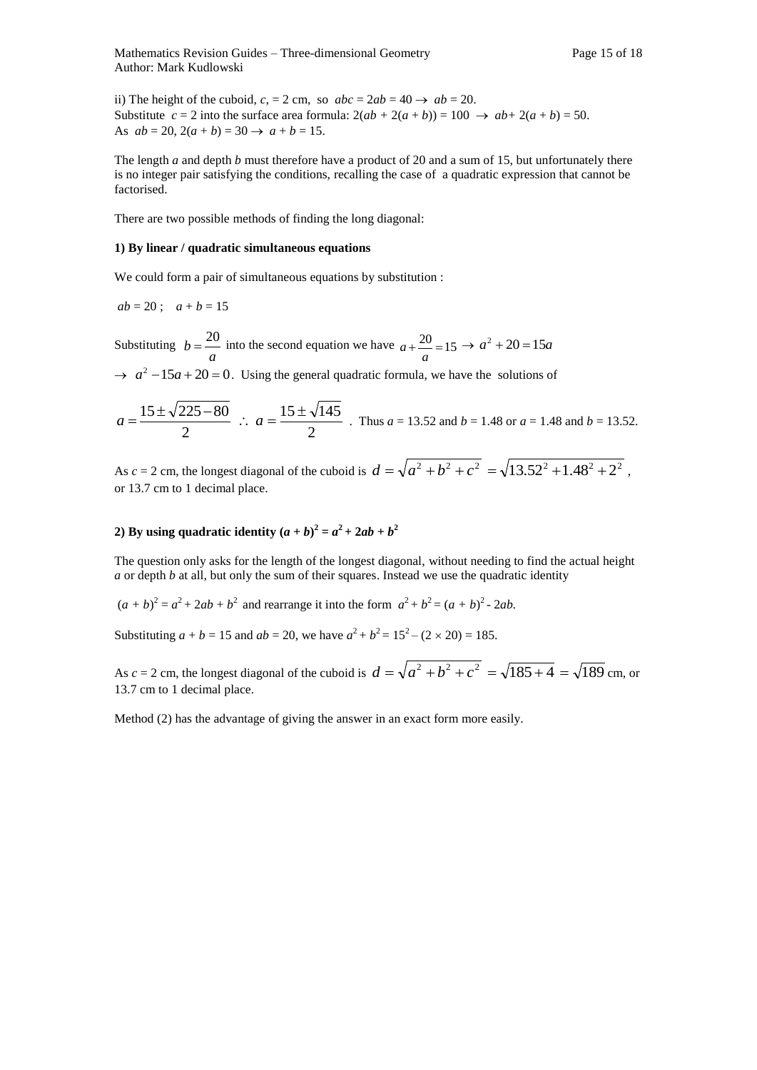ii) The height of the cuboid, $c$, = 2 cm, so $abc = 2ab = 40 \rightarrow ab = 20$.
Substitute $c = 2$ into the surface area formula: $2(ab + 2(a + b)) = 100 \rightarrow ab + 2(a + b) = 50$.
As $ab = 20$, $2(a + b) = 30 \rightarrow a + b = 15$.

The length $a$ and depth $b$ must therefore have a product of 20 and a sum of 15, but unfortunately there is no integer pair satisfying the conditions, recalling the case of a quadratic expression that cannot be factorised.

There are two possible methods of finding the long diagonal:

**1) By linear / quadratic simultaneous equations**

We could form a pair of simultaneous equations by substitution :

$ab = 20$ ; $a + b = 15$

Substituting $b = \dfrac{20}{a}$ into the second equation we have $a + \dfrac{20}{a} = 15 \rightarrow a^2 + 20 = 15a$

$\rightarrow a^2 - 15a + 20 = 0$. Using the general quadratic formula, we have the solutions of

$a = \dfrac{15 \pm \sqrt{225 - 80}}{2}$ $\therefore$ $a = \dfrac{15 \pm \sqrt{145}}{2}$ . Thus $a = 13.52$ and $b = 1.48$ or $a = 1.48$ and $b = 13.52$.

As $c = 2$ cm, the longest diagonal of the cuboid is $d = \sqrt{a^2 + b^2 + c^2} = \sqrt{13.52^2 + 1.48^2 + 2^2}$ , or 13.7 cm to 1 decimal place.

**2) By using quadratic identity $(a + b)^2 = a^2 + 2ab + b^2$**

The question only asks for the length of the longest diagonal, without needing to find the actual height $a$ or depth $b$ at all, but only the sum of their squares. Instead we use the quadratic identity

$(a + b)^2 = a^2 + 2ab + b^2$ and rearrange it into the form $a^2 + b^2 = (a + b)^2 - 2ab$.

Substituting $a + b = 15$ and $ab = 20$, we have $a^2 + b^2 = 15^2 - (2 \times 20) = 185$.

As $c = 2$ cm, the longest diagonal of the cuboid is $d = \sqrt{a^2 + b^2 + c^2} = \sqrt{185 + 4} = \sqrt{189}$ cm, or 13.7 cm to 1 decimal place.

Method (2) has the advantage of giving the answer in an exact form more easily.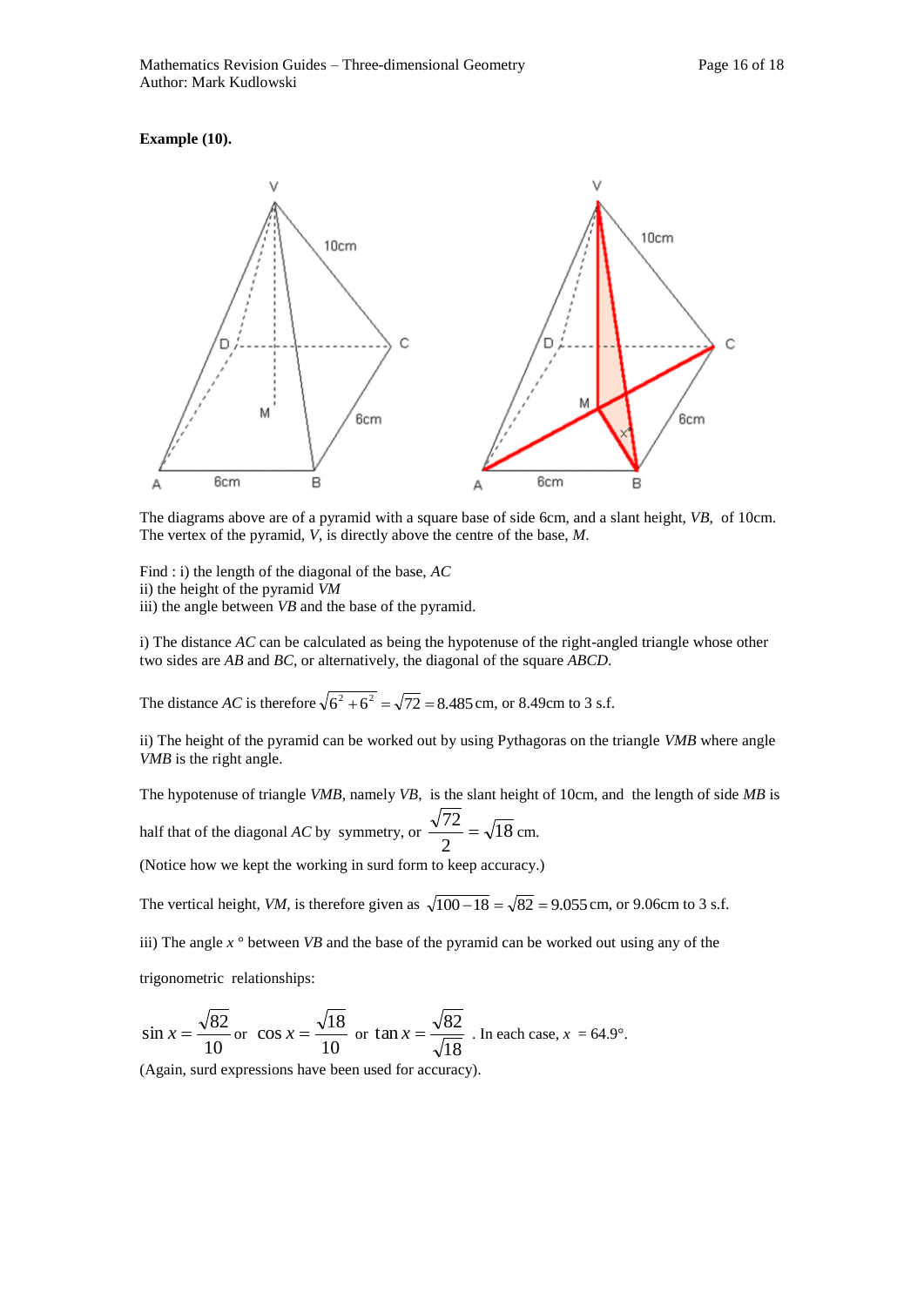**Example (10).**

The diagrams above are of a pyramid with a square base of side 6cm, and a slant height, *VB*, of 10cm. The vertex of the pyramid, *V*, is directly above the centre of the base, *M*.

Find : i) the length of the diagonal of the base, *AC*
ii) the height of the pyramid *VM*
iii) the angle between *VB* and the base of the pyramid.

i) The distance *AC* can be calculated as being the hypotenuse of the right-angled triangle whose other two sides are *AB* and *BC*, or alternatively, the diagonal of the square *ABCD*.

The distance *AC* is therefore $\sqrt{6^2 + 6^2} = \sqrt{72} = 8.485$ cm, or 8.49cm to 3 s.f.

ii) The height of the pyramid can be worked out by using Pythagoras on the triangle *VMB* where angle *VMB* is the right angle.

The hypotenuse of triangle *VMB*, namely *VB*, is the slant height of 10cm, and the length of side *MB* is half that of the diagonal *AC* by symmetry, or $\frac{\sqrt{72}}{2} = \sqrt{18}$ cm.

(Notice how we kept the working in surd form to keep accuracy.)

The vertical height, *VM*, is therefore given as $\sqrt{100-18} = \sqrt{82} = 9.055$ cm, or 9.06cm to 3 s.f.

iii) The angle $x$° between *VB* and the base of the pyramid can be worked out using any of the trigonometric relationships:

$\sin x = \frac{\sqrt{82}}{10}$ or $\cos x = \frac{\sqrt{18}}{10}$ or $\tan x = \frac{\sqrt{82}}{\sqrt{18}}$. In each case, $x = 64.9°$.

(Again, surd expressions have been used for accuracy).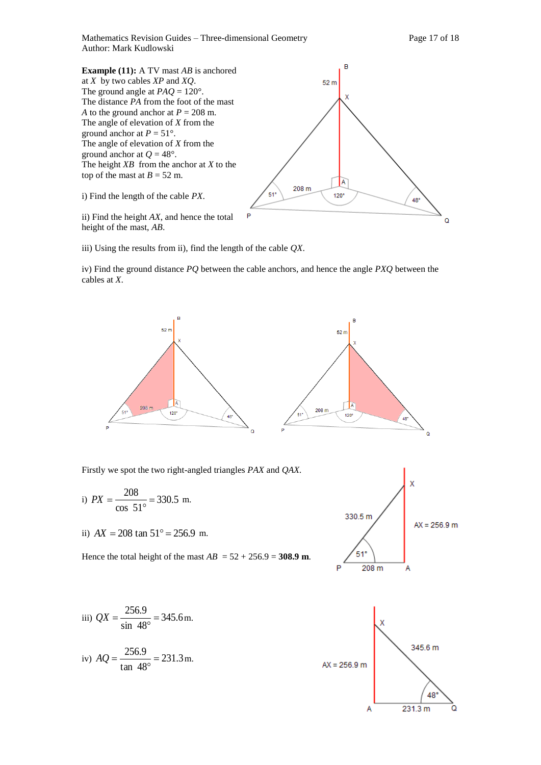**Example (11):** A TV mast *AB* is anchored at *X* by two cables *XP* and *XQ*.
The ground angle at *PAQ* = 120°.
The distance *PA* from the foot of the mast *A* to the ground anchor at *P* = 208 m.
The angle of elevation of *X* from the ground anchor at *P* = 51°.
The angle of elevation of *X* from the ground anchor at *Q* = 48°.
The height *XB* from the anchor at *X* to the top of the mast at *B* = 52 m.

i) Find the length of the cable *PX*.

ii) Find the height *AX*, and hence the total height of the mast, *AB*.

iii) Using the results from ii), find the length of the cable *QX*.

iv) Find the ground distance *PQ* between the cable anchors, and hence the angle *PXQ* between the cables at *X*.

Firstly we spot the two right-angled triangles *PAX* and *QAX*.

i) $PX = \dfrac{208}{\cos\ 51°} = 330.5$ m.

ii) $AX = 208 \tan 51° = 256.9$ m.

Hence the total height of the mast *AB* = 52 + 256.9 = **308.9 m**.

iii) $QX = \dfrac{256.9}{\sin\ 48°} = 345.6$ m.

iv) $AQ = \dfrac{256.9}{\tan\ 48°} = 231.3$ m.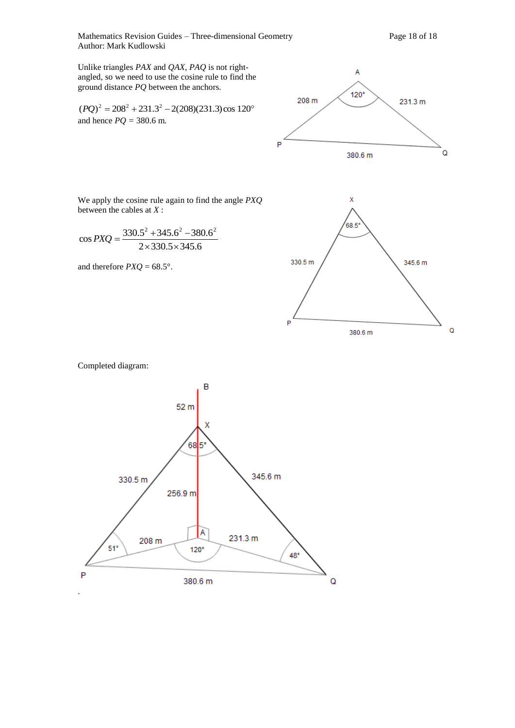Unlike triangles $PAX$ and $QAX$, $PAQ$ is not right-angled, so we need to use the cosine rule to find the ground distance $PQ$ between the anchors.

$$(PQ)^2 = 208^2 + 231.3^2 - 2(208)(231.3)\cos 120°$$

and hence $PQ$ = 380.6 m.

A
120°
208 m
231.3 m
P
Q
380.6 m

We apply the cosine rule again to find the angle $PXQ$ between the cables at $X$ :

$$\cos PXQ = \frac{330.5^2 + 345.6^2 - 380.6^2}{2 \times 330.5 \times 345.6}$$

and therefore $PXQ$ = 68.5°.

X
68.5°
330.5 m
345.6 m
P
Q
380.6 m

Completed diagram:

B
52 m
X
68.5°
330.5 m
345.6 m
256.9 m
A
208 m
231.3 m
51°
120°
48°
P
Q
380.6 m